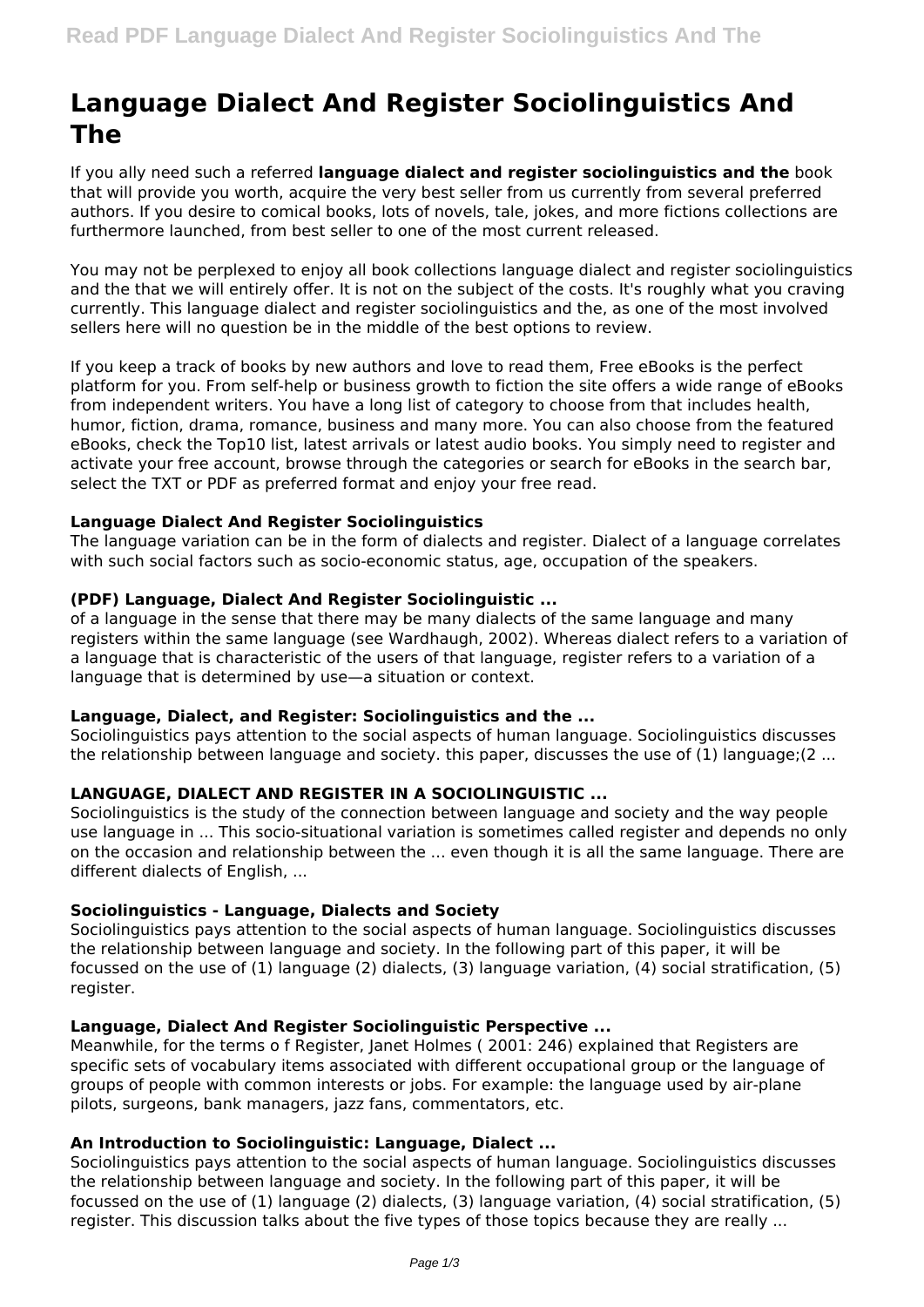# Language Dialect And Register Sociolinguistics And The

If you ally need such a referred **language dialect and register sociolinguistics and the** book that will provide you worth, acquire the very best seller from us currently from several preferred authors. If you desire to comical books, lots of novels, tale, jokes, and more fictions collections are furthermore launched, from best seller to one of the most current released.

You may not be perplexed to enjoy all book collections language dialect and register sociolinguistics and the that we will entirely offer. It is not on the subject of the costs. It's roughly what you craving currently. This language dialect and register sociolinguistics and the, as one of the most involved sellers here will no question be in the middle of the best options to review.

If you keep a track of books by new authors and love to read them, Free eBooks is the perfect platform for you. From self-help or business growth to fiction the site offers a wide range of eBooks from independent writers. You have a long list of category to choose from that includes health, humor, fiction, drama, romance, business and many more. You can also choose from the featured eBooks, check the Top10 list, latest arrivals or latest audio books. You simply need to register and activate your free account, browse through the categories or search for eBooks in the search bar, select the TXT or PDF as preferred format and enjoy your free read.

**Language Dialect And Register Sociolinguistics**

The language variation can be in the form of dialects and register. Dialect of a language correlates with such social factors such as socio-economic status, age, occupation of the speakers.

**(PDF) Language, Dialect And Register Sociolinguistic ...**

of a language in the sense that there may be many dialects of the same language and many registers within the same language (see Wardhaugh, 2002). Whereas dialect refers to a variation of a language that is characteristic of the users of that language, register refers to a variation of a language that is determined by use—a situation or context.

**Language, Dialect, and Register: Sociolinguistics and the ...**

Sociolinguistics pays attention to the social aspects of human language. Sociolinguistics discusses the relationship between language and society. this paper, discusses the use of (1) language;(2 ...

**LANGUAGE, DIALECT AND REGISTER IN A SOCIOLINGUISTIC ...**

Sociolinguistics is the study of the connection between language and society and the way people use language in ... This socio-situational variation is sometimes called register and depends no only on the occasion and relationship between the ... even though it is all the same language. There are different dialects of English, ...

**Sociolinguistics - Language, Dialects and Society**

Sociolinguistics pays attention to the social aspects of human language. Sociolinguistics discusses the relationship between language and society. In the following part of this paper, it will be focussed on the use of (1) language (2) dialects, (3) language variation, (4) social stratification, (5) register.

**Language, Dialect And Register Sociolinguistic Perspective ...**

Meanwhile, for the terms o f Register, Janet Holmes ( 2001: 246) explained that Registers are specific sets of vocabulary items associated with different occupational group or the language of groups of people with common interests or jobs. For example: the language used by air-plane pilots, surgeons, bank managers, jazz fans, commentators, etc.

**An Introduction to Sociolinguistic: Language, Dialect ...**

Sociolinguistics pays attention to the social aspects of human language. Sociolinguistics discusses the relationship between language and society. In the following part of this paper, it will be focussed on the use of (1) language (2) dialects, (3) language variation, (4) social stratification, (5) register. This discussion talks about the five types of those topics because they are really ...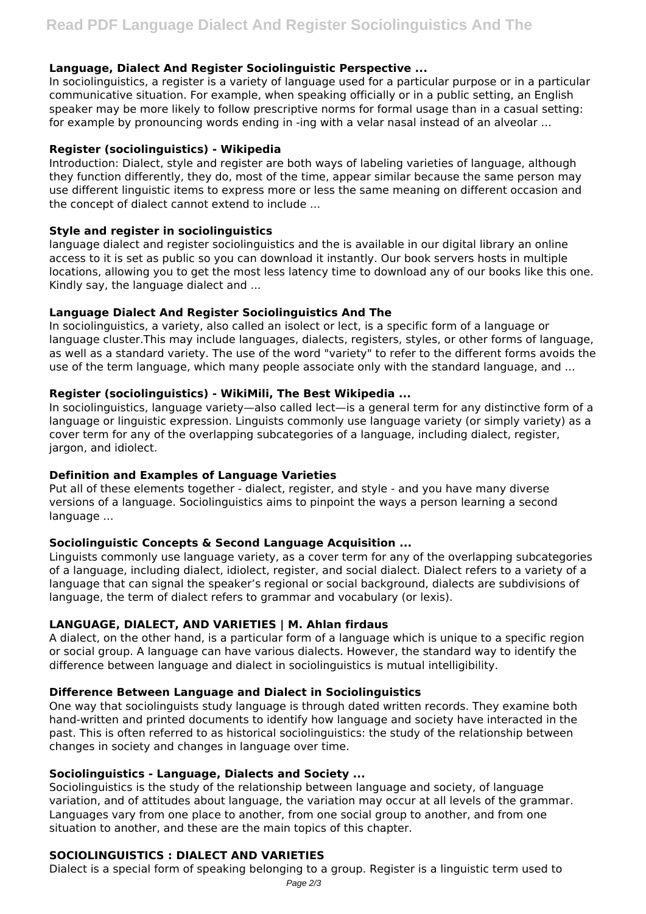### Language, Dialect And Register Sociolinguistic Perspective ...

In sociolinguistics, a register is a variety of language used for a particular purpose or in a particular communicative situation. For example, when speaking officially or in a public setting, an English speaker may be more likely to follow prescriptive norms for formal usage than in a casual setting: for example by pronouncing words ending in -ing with a velar nasal instead of an alveolar ...

### Register (sociolinguistics) - Wikipedia

Introduction: Dialect, style and register are both ways of labeling varieties of language, although they function differently, they do, most of the time, appear similar because the same person may use different linguistic items to express more or less the same meaning on different occasion and the concept of dialect cannot extend to include ...

### Style and register in sociolinguistics

language dialect and register sociolinguistics and the is available in our digital library an online access to it is set as public so you can download it instantly. Our book servers hosts in multiple locations, allowing you to get the most less latency time to download any of our books like this one. Kindly say, the language dialect and ...

### Language Dialect And Register Sociolinguistics And The

In sociolinguistics, a variety, also called an isolect or lect, is a specific form of a language or language cluster.This may include languages, dialects, registers, styles, or other forms of language, as well as a standard variety. The use of the word "variety" to refer to the different forms avoids the use of the term language, which many people associate only with the standard language, and ...

### Register (sociolinguistics) - WikiMili, The Best Wikipedia ...

In sociolinguistics, language variety—also called lect—is a general term for any distinctive form of a language or linguistic expression. Linguists commonly use language variety (or simply variety) as a cover term for any of the overlapping subcategories of a language, including dialect, register, jargon, and idiolect.

### Definition and Examples of Language Varieties

Put all of these elements together - dialect, register, and style - and you have many diverse versions of a language. Sociolinguistics aims to pinpoint the ways a person learning a second language ...

### Sociolinguistic Concepts & Second Language Acquisition ...

Linguists commonly use language variety, as a cover term for any of the overlapping subcategories of a language, including dialect, idiolect, register, and social dialect. Dialect refers to a variety of a language that can signal the speaker's regional or social background, dialects are subdivisions of language, the term of dialect refers to grammar and vocabulary (or lexis).

### LANGUAGE, DIALECT, AND VARIETIES | M. Ahlan firdaus

A dialect, on the other hand, is a particular form of a language which is unique to a specific region or social group. A language can have various dialects. However, the standard way to identify the difference between language and dialect in sociolinguistics is mutual intelligibility.

### Difference Between Language and Dialect in Sociolinguistics

One way that sociolinguists study language is through dated written records. They examine both hand-written and printed documents to identify how language and society have interacted in the past. This is often referred to as historical sociolinguistics: the study of the relationship between changes in society and changes in language over time.

### Sociolinguistics - Language, Dialects and Society ...

Sociolinguistics is the study of the relationship between language and society, of language variation, and of attitudes about language, the variation may occur at all levels of the grammar. Languages vary from one place to another, from one social group to another, and from one situation to another, and these are the main topics of this chapter.

### SOCIOLINGUISTICS : DIALECT AND VARIETIES

Dialect is a special form of speaking belonging to a group. Register is a linguistic term used to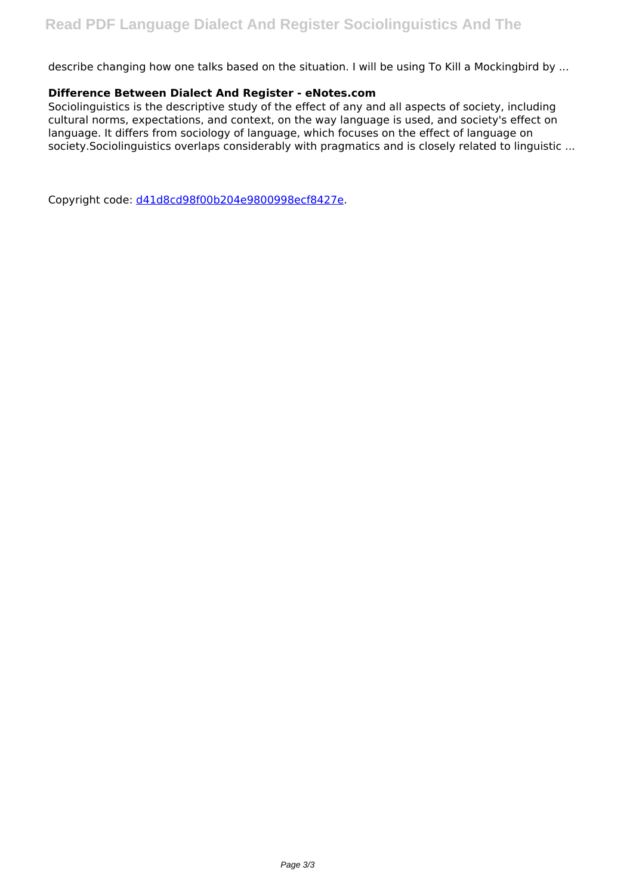describe changing how one talks based on the situation. I will be using To Kill a Mockingbird by ...

**Difference Between Dialect And Register - eNotes.com**

Sociolinguistics is the descriptive study of the effect of any and all aspects of society, including cultural norms, expectations, and context, on the way language is used, and society's effect on language. It differs from sociology of language, which focuses on the effect of language on society.Sociolinguistics overlaps considerably with pragmatics and is closely related to linguistic ...

Copyright code: d41d8cd98f00b204e9800998ecf8427e.